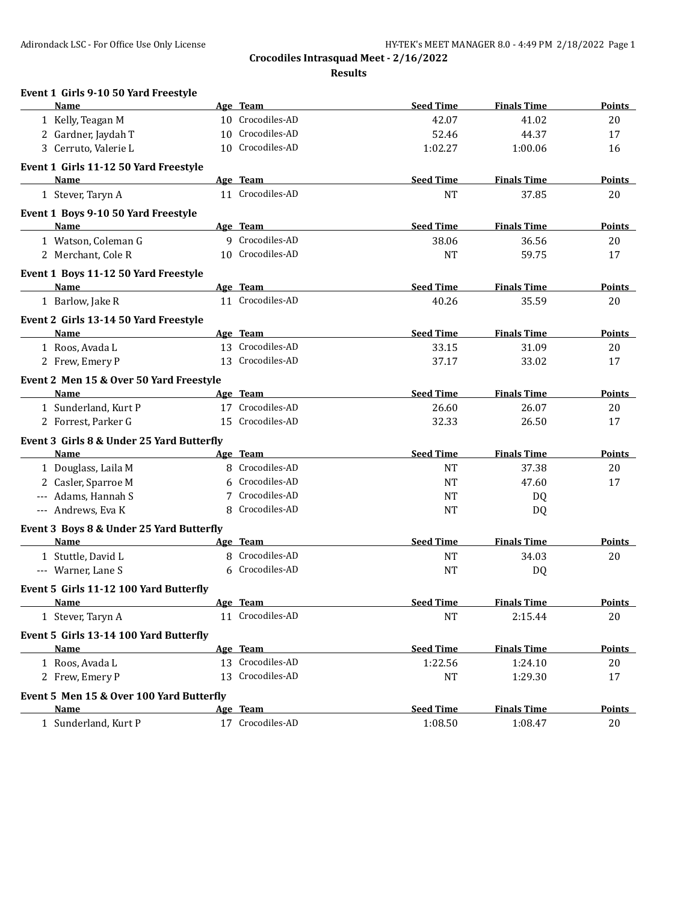# Crocodiles Intrasquad Meet - 2/16/2022

## Results

### Event 1 Girls 9-10 50 Yard Freestyle

| | Name | Age | Team | Seed Time | Finals Time | Points |
|---|---|---|---|---|---|---|
| 1 | Kelly, Teagan M | 10 | Crocodiles-AD | 42.07 | 41.02 | 20 |
| 2 | Gardner, Jaydah T | 10 | Crocodiles-AD | 52.46 | 44.37 | 17 |
| 3 | Cerruto, Valerie L | 10 | Crocodiles-AD | 1:02.27 | 1:00.06 | 16 |

### Event 1 Girls 11-12 50 Yard Freestyle

| | Name | Age | Team | Seed Time | Finals Time | Points |
|---|---|---|---|---|---|---|
| 1 | Stever, Taryn A | 11 | Crocodiles-AD | NT | 37.85 | 20 |

### Event 1 Boys 9-10 50 Yard Freestyle

| | Name | Age | Team | Seed Time | Finals Time | Points |
|---|---|---|---|---|---|---|
| 1 | Watson, Coleman G | 9 | Crocodiles-AD | 38.06 | 36.56 | 20 |
| 2 | Merchant, Cole R | 10 | Crocodiles-AD | NT | 59.75 | 17 |

### Event 1 Boys 11-12 50 Yard Freestyle

| | Name | Age | Team | Seed Time | Finals Time | Points |
|---|---|---|---|---|---|---|
| 1 | Barlow, Jake R | 11 | Crocodiles-AD | 40.26 | 35.59 | 20 |

### Event 2 Girls 13-14 50 Yard Freestyle

| | Name | Age | Team | Seed Time | Finals Time | Points |
|---|---|---|---|---|---|---|
| 1 | Roos, Avada L | 13 | Crocodiles-AD | 33.15 | 31.09 | 20 |
| 2 | Frew, Emery P | 13 | Crocodiles-AD | 37.17 | 33.02 | 17 |

### Event 2 Men 15 & Over 50 Yard Freestyle

| | Name | Age | Team | Seed Time | Finals Time | Points |
|---|---|---|---|---|---|---|
| 1 | Sunderland, Kurt P | 17 | Crocodiles-AD | 26.60 | 26.07 | 20 |
| 2 | Forrest, Parker G | 15 | Crocodiles-AD | 32.33 | 26.50 | 17 |

### Event 3 Girls 8 & Under 25 Yard Butterfly

| | Name | Age | Team | Seed Time | Finals Time | Points |
|---|---|---|---|---|---|---|
| 1 | Douglass, Laila M | 8 | Crocodiles-AD | NT | 37.38 | 20 |
| 2 | Casler, Sparroe M | 6 | Crocodiles-AD | NT | 47.60 | 17 |
| --- | Adams, Hannah S | 7 | Crocodiles-AD | NT | DQ | |
| --- | Andrews, Eva K | 8 | Crocodiles-AD | NT | DQ | |

### Event 3 Boys 8 & Under 25 Yard Butterfly

| | Name | Age | Team | Seed Time | Finals Time | Points |
|---|---|---|---|---|---|---|
| 1 | Stuttle, David L | 8 | Crocodiles-AD | NT | 34.03 | 20 |
| --- | Warner, Lane S | 6 | Crocodiles-AD | NT | DQ | |

### Event 5 Girls 11-12 100 Yard Butterfly

| | Name | Age | Team | Seed Time | Finals Time | Points |
|---|---|---|---|---|---|---|
| 1 | Stever, Taryn A | 11 | Crocodiles-AD | NT | 2:15.44 | 20 |

### Event 5 Girls 13-14 100 Yard Butterfly

| | Name | Age | Team | Seed Time | Finals Time | Points |
|---|---|---|---|---|---|---|
| 1 | Roos, Avada L | 13 | Crocodiles-AD | 1:22.56 | 1:24.10 | 20 |
| 2 | Frew, Emery P | 13 | Crocodiles-AD | NT | 1:29.30 | 17 |

### Event 5 Men 15 & Over 100 Yard Butterfly

| | Name | Age | Team | Seed Time | Finals Time | Points |
|---|---|---|---|---|---|---|
| 1 | Sunderland, Kurt P | 17 | Crocodiles-AD | 1:08.50 | 1:08.47 | 20 |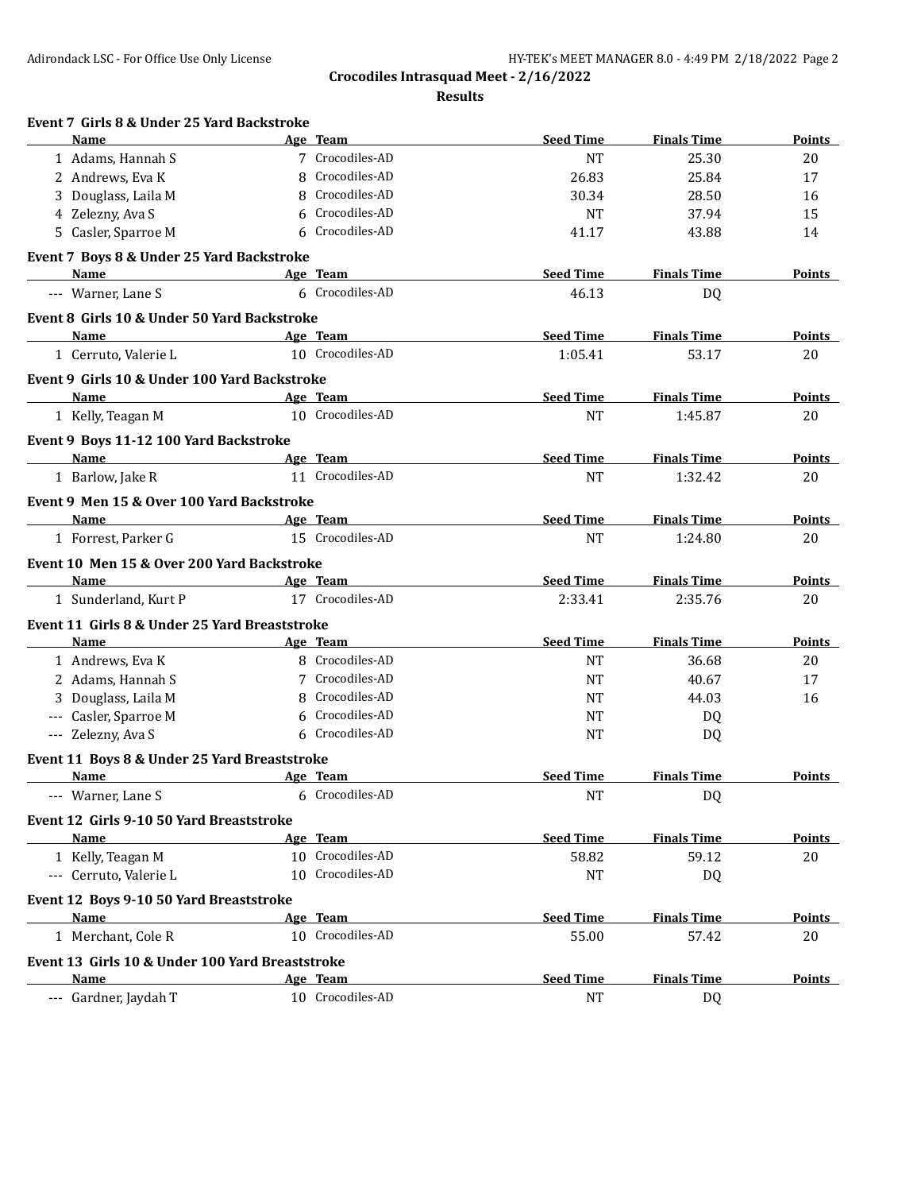## Crocodiles Intrasquad Meet - 2/16/2022

### Results

**Event 7 Girls 8 & Under 25 Yard Backstroke**

| | Name | Age | Team | Seed Time | Finals Time | Points |
|---|---|---|---|---|---|---|
| 1 | Adams, Hannah S | 7 | Crocodiles-AD | NT | 25.30 | 20 |
| 2 | Andrews, Eva K | 8 | Crocodiles-AD | 26.83 | 25.84 | 17 |
| 3 | Douglass, Laila M | 8 | Crocodiles-AD | 30.34 | 28.50 | 16 |
| 4 | Zelezny, Ava S | 6 | Crocodiles-AD | NT | 37.94 | 15 |
| 5 | Casler, Sparroe M | 6 | Crocodiles-AD | 41.17 | 43.88 | 14 |

**Event 7 Boys 8 & Under 25 Yard Backstroke**

| | Name | Age | Team | Seed Time | Finals Time | Points |
|---|---|---|---|---|---|---|
| --- | Warner, Lane S | 6 | Crocodiles-AD | 46.13 | DQ | |

**Event 8 Girls 10 & Under 50 Yard Backstroke**

| | Name | Age | Team | Seed Time | Finals Time | Points |
|---|---|---|---|---|---|---|
| 1 | Cerruto, Valerie L | 10 | Crocodiles-AD | 1:05.41 | 53.17 | 20 |

**Event 9 Girls 10 & Under 100 Yard Backstroke**

| | Name | Age | Team | Seed Time | Finals Time | Points |
|---|---|---|---|---|---|---|
| 1 | Kelly, Teagan M | 10 | Crocodiles-AD | NT | 1:45.87 | 20 |

**Event 9 Boys 11-12 100 Yard Backstroke**

| | Name | Age | Team | Seed Time | Finals Time | Points |
|---|---|---|---|---|---|---|
| 1 | Barlow, Jake R | 11 | Crocodiles-AD | NT | 1:32.42 | 20 |

**Event 9 Men 15 & Over 100 Yard Backstroke**

| | Name | Age | Team | Seed Time | Finals Time | Points |
|---|---|---|---|---|---|---|
| 1 | Forrest, Parker G | 15 | Crocodiles-AD | NT | 1:24.80 | 20 |

**Event 10 Men 15 & Over 200 Yard Backstroke**

| | Name | Age | Team | Seed Time | Finals Time | Points |
|---|---|---|---|---|---|---|
| 1 | Sunderland, Kurt P | 17 | Crocodiles-AD | 2:33.41 | 2:35.76 | 20 |

**Event 11 Girls 8 & Under 25 Yard Breaststroke**

| | Name | Age | Team | Seed Time | Finals Time | Points |
|---|---|---|---|---|---|---|
| 1 | Andrews, Eva K | 8 | Crocodiles-AD | NT | 36.68 | 20 |
| 2 | Adams, Hannah S | 7 | Crocodiles-AD | NT | 40.67 | 17 |
| 3 | Douglass, Laila M | 8 | Crocodiles-AD | NT | 44.03 | 16 |
| --- | Casler, Sparroe M | 6 | Crocodiles-AD | NT | DQ | |
| --- | Zelezny, Ava S | 6 | Crocodiles-AD | NT | DQ | |

**Event 11 Boys 8 & Under 25 Yard Breaststroke**

| | Name | Age | Team | Seed Time | Finals Time | Points |
|---|---|---|---|---|---|---|
| --- | Warner, Lane S | 6 | Crocodiles-AD | NT | DQ | |

**Event 12 Girls 9-10 50 Yard Breaststroke**

| | Name | Age | Team | Seed Time | Finals Time | Points |
|---|---|---|---|---|---|---|
| 1 | Kelly, Teagan M | 10 | Crocodiles-AD | 58.82 | 59.12 | 20 |
| --- | Cerruto, Valerie L | 10 | Crocodiles-AD | NT | DQ | |

**Event 12 Boys 9-10 50 Yard Breaststroke**

| | Name | Age | Team | Seed Time | Finals Time | Points |
|---|---|---|---|---|---|---|
| 1 | Merchant, Cole R | 10 | Crocodiles-AD | 55.00 | 57.42 | 20 |

**Event 13 Girls 10 & Under 100 Yard Breaststroke**

| | Name | Age | Team | Seed Time | Finals Time | Points |
|---|---|---|---|---|---|---|
| --- | Gardner, Jaydah T | 10 | Crocodiles-AD | NT | DQ | |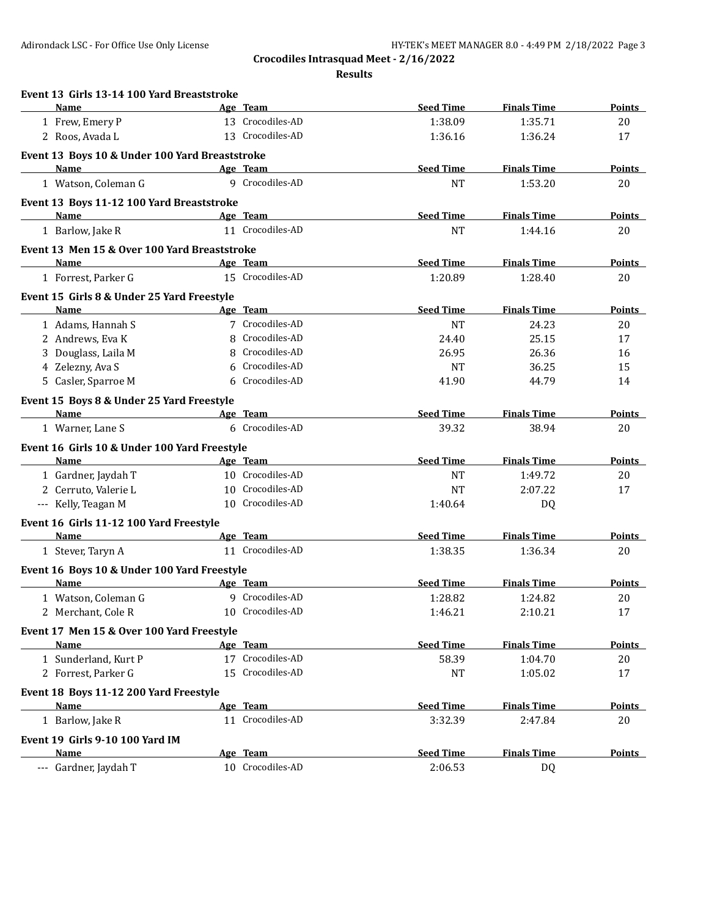**Crocodiles Intrasquad Meet - 2/16/2022**

**Results**

### Event 13 Girls 13-14 100 Yard Breaststroke

| | Name | Age | Team | Seed Time | Finals Time | Points |
|---|---|---|---|---|---|---|
| 1 | Frew, Emery P | 13 | Crocodiles-AD | 1:38.09 | 1:35.71 | 20 |
| 2 | Roos, Avada L | 13 | Crocodiles-AD | 1:36.16 | 1:36.24 | 17 |

### Event 13 Boys 10 & Under 100 Yard Breaststroke

| | Name | Age | Team | Seed Time | Finals Time | Points |
|---|---|---|---|---|---|---|
| 1 | Watson, Coleman G | 9 | Crocodiles-AD | NT | 1:53.20 | 20 |

### Event 13 Boys 11-12 100 Yard Breaststroke

| | Name | Age | Team | Seed Time | Finals Time | Points |
|---|---|---|---|---|---|---|
| 1 | Barlow, Jake R | 11 | Crocodiles-AD | NT | 1:44.16 | 20 |

### Event 13 Men 15 & Over 100 Yard Breaststroke

| | Name | Age | Team | Seed Time | Finals Time | Points |
|---|---|---|---|---|---|---|
| 1 | Forrest, Parker G | 15 | Crocodiles-AD | 1:20.89 | 1:28.40 | 20 |

### Event 15 Girls 8 & Under 25 Yard Freestyle

| | Name | Age | Team | Seed Time | Finals Time | Points |
|---|---|---|---|---|---|---|
| 1 | Adams, Hannah S | 7 | Crocodiles-AD | NT | 24.23 | 20 |
| 2 | Andrews, Eva K | 8 | Crocodiles-AD | 24.40 | 25.15 | 17 |
| 3 | Douglass, Laila M | 8 | Crocodiles-AD | 26.95 | 26.36 | 16 |
| 4 | Zelezny, Ava S | 6 | Crocodiles-AD | NT | 36.25 | 15 |
| 5 | Casler, Sparroe M | 6 | Crocodiles-AD | 41.90 | 44.79 | 14 |

### Event 15 Boys 8 & Under 25 Yard Freestyle

| | Name | Age | Team | Seed Time | Finals Time | Points |
|---|---|---|---|---|---|---|
| 1 | Warner, Lane S | 6 | Crocodiles-AD | 39.32 | 38.94 | 20 |

### Event 16 Girls 10 & Under 100 Yard Freestyle

| | Name | Age | Team | Seed Time | Finals Time | Points |
|---|---|---|---|---|---|---|
| 1 | Gardner, Jaydah T | 10 | Crocodiles-AD | NT | 1:49.72 | 20 |
| 2 | Cerruto, Valerie L | 10 | Crocodiles-AD | NT | 2:07.22 | 17 |
| --- | Kelly, Teagan M | 10 | Crocodiles-AD | 1:40.64 | DQ | |

### Event 16 Girls 11-12 100 Yard Freestyle

| | Name | Age | Team | Seed Time | Finals Time | Points |
|---|---|---|---|---|---|---|
| 1 | Stever, Taryn A | 11 | Crocodiles-AD | 1:38.35 | 1:36.34 | 20 |

### Event 16 Boys 10 & Under 100 Yard Freestyle

| | Name | Age | Team | Seed Time | Finals Time | Points |
|---|---|---|---|---|---|---|
| 1 | Watson, Coleman G | 9 | Crocodiles-AD | 1:28.82 | 1:24.82 | 20 |
| 2 | Merchant, Cole R | 10 | Crocodiles-AD | 1:46.21 | 2:10.21 | 17 |

### Event 17 Men 15 & Over 100 Yard Freestyle

| | Name | Age | Team | Seed Time | Finals Time | Points |
|---|---|---|---|---|---|---|
| 1 | Sunderland, Kurt P | 17 | Crocodiles-AD | 58.39 | 1:04.70 | 20 |
| 2 | Forrest, Parker G | 15 | Crocodiles-AD | NT | 1:05.02 | 17 |

### Event 18 Boys 11-12 200 Yard Freestyle

| | Name | Age | Team | Seed Time | Finals Time | Points |
|---|---|---|---|---|---|---|
| 1 | Barlow, Jake R | 11 | Crocodiles-AD | 3:32.39 | 2:47.84 | 20 |

### Event 19 Girls 9-10 100 Yard IM

| | Name | Age | Team | Seed Time | Finals Time | Points |
|---|---|---|---|---|---|---|
| --- | Gardner, Jaydah T | 10 | Crocodiles-AD | 2:06.53 | DQ | |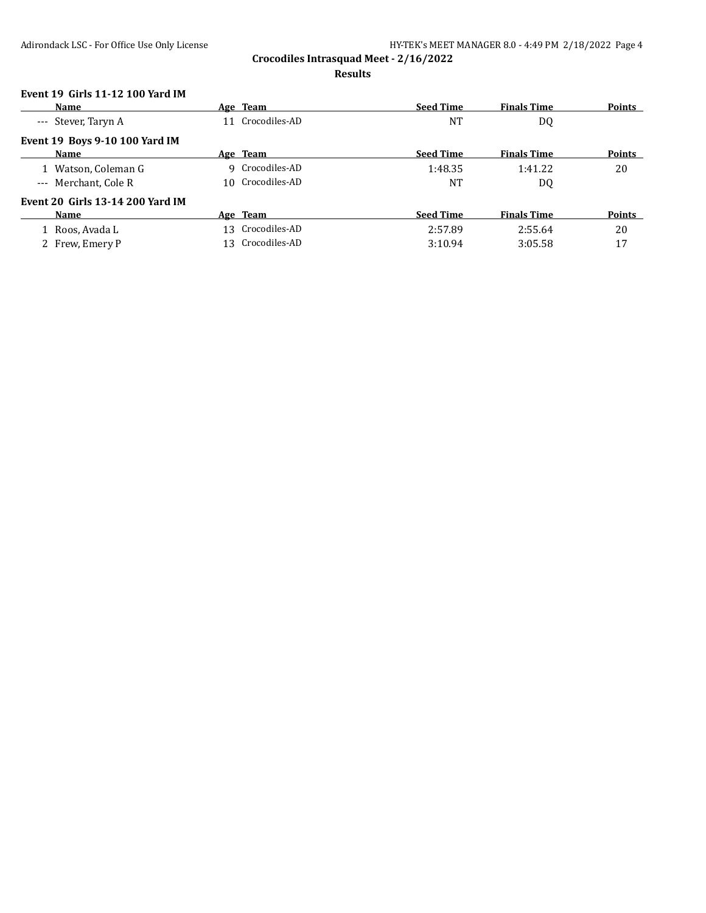**Crocodiles Intrasquad Meet - 2/16/2022**

**Results**

**Event 19 Girls 11-12 100 Yard IM**

| | Name | Age | Team | Seed Time | Finals Time | Points |
|---|---|---|---|---|---|---|
| --- | Stever, Taryn A | 11 | Crocodiles-AD | NT | DQ | |

**Event 19 Boys 9-10 100 Yard IM**

| | Name | Age | Team | Seed Time | Finals Time | Points |
|---|---|---|---|---|---|---|
| 1 | Watson, Coleman G | 9 | Crocodiles-AD | 1:48.35 | 1:41.22 | 20 |
| --- | Merchant, Cole R | 10 | Crocodiles-AD | NT | DQ | |

**Event 20 Girls 13-14 200 Yard IM**

| | Name | Age | Team | Seed Time | Finals Time | Points |
|---|---|---|---|---|---|---|
| 1 | Roos, Avada L | 13 | Crocodiles-AD | 2:57.89 | 2:55.64 | 20 |
| 2 | Frew, Emery P | 13 | Crocodiles-AD | 3:10.94 | 3:05.58 | 17 |